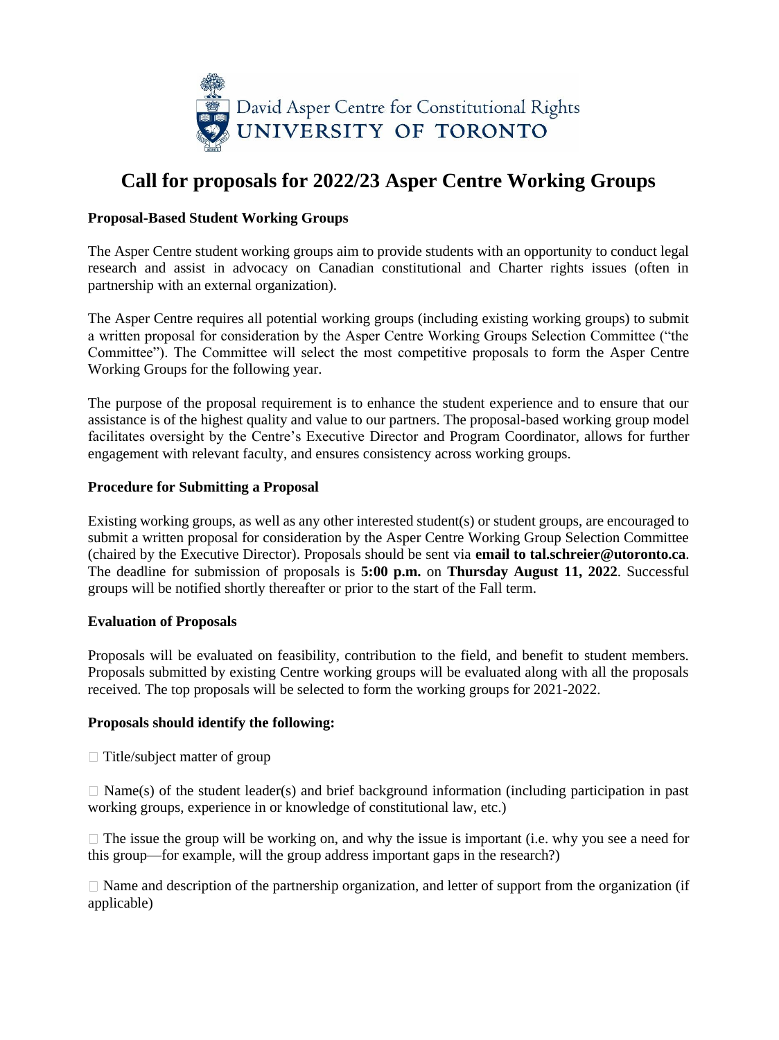David Asper Centre for Constitutional Rights
UNIVERSITY OF TORONTO

# Call for proposals for 2022/23 Asper Centre Working Groups

### Proposal-Based Student Working Groups

The Asper Centre student working groups aim to provide students with an opportunity to conduct legal research and assist in advocacy on Canadian constitutional and Charter rights issues (often in partnership with an external organization).

The Asper Centre requires all potential working groups (including existing working groups) to submit a written proposal for consideration by the Asper Centre Working Groups Selection Committee ("the Committee"). The Committee will select the most competitive proposals to form the Asper Centre Working Groups for the following year.

The purpose of the proposal requirement is to enhance the student experience and to ensure that our assistance is of the highest quality and value to our partners. The proposal-based working group model facilitates oversight by the Centre's Executive Director and Program Coordinator, allows for further engagement with relevant faculty, and ensures consistency across working groups.

### Procedure for Submitting a Proposal

Existing working groups, as well as any other interested student(s) or student groups, are encouraged to submit a written proposal for consideration by the Asper Centre Working Group Selection Committee (chaired by the Executive Director). Proposals should be sent via **email to tal.schreier@utoronto.ca**. The deadline for submission of proposals is **5:00 p.m.** on **Thursday August 11, 2022**. Successful groups will be notified shortly thereafter or prior to the start of the Fall term.

### Evaluation of Proposals

Proposals will be evaluated on feasibility, contribution to the field, and benefit to student members. Proposals submitted by existing Centre working groups will be evaluated along with all the proposals received. The top proposals will be selected to form the working groups for 2021-2022.

### Proposals should identify the following:

- Title/subject matter of group
- Name(s) of the student leader(s) and brief background information (including participation in past working groups, experience in or knowledge of constitutional law, etc.)
- The issue the group will be working on, and why the issue is important (i.e. why you see a need for this group—for example, will the group address important gaps in the research?)
- Name and description of the partnership organization, and letter of support from the organization (if applicable)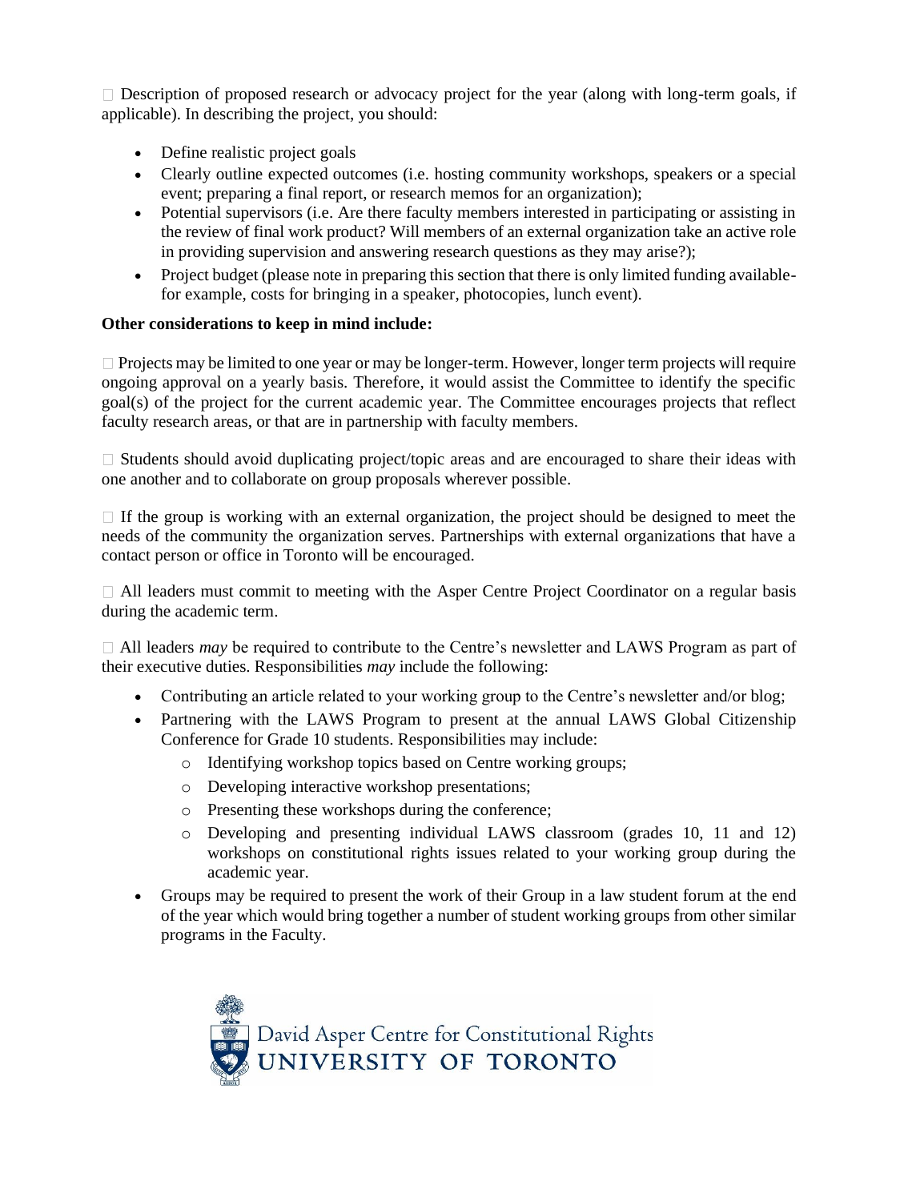Description of proposed research or advocacy project for the year (along with long-term goals, if applicable). In describing the project, you should:

- Define realistic project goals
- Clearly outline expected outcomes (i.e. hosting community workshops, speakers or a special event; preparing a final report, or research memos for an organization);
- Potential supervisors (i.e. Are there faculty members interested in participating or assisting in the review of final work product? Will members of an external organization take an active role in providing supervision and answering research questions as they may arise?);
- Project budget (please note in preparing this section that there is only limited funding available- for example, costs for bringing in a speaker, photocopies, lunch event).

**Other considerations to keep in mind include:**

Projects may be limited to one year or may be longer-term. However, longer term projects will require ongoing approval on a yearly basis. Therefore, it would assist the Committee to identify the specific goal(s) of the project for the current academic year. The Committee encourages projects that reflect faculty research areas, or that are in partnership with faculty members.

Students should avoid duplicating project/topic areas and are encouraged to share their ideas with one another and to collaborate on group proposals wherever possible.

If the group is working with an external organization, the project should be designed to meet the needs of the community the organization serves. Partnerships with external organizations that have a contact person or office in Toronto will be encouraged.

All leaders must commit to meeting with the Asper Centre Project Coordinator on a regular basis during the academic term.

All leaders *may* be required to contribute to the Centre's newsletter and LAWS Program as part of their executive duties. Responsibilities *may* include the following:

- Contributing an article related to your working group to the Centre's newsletter and/or blog;
- Partnering with the LAWS Program to present at the annual LAWS Global Citizenship Conference for Grade 10 students. Responsibilities may include:
  - Identifying workshop topics based on Centre working groups;
  - Developing interactive workshop presentations;
  - Presenting these workshops during the conference;
  - Developing and presenting individual LAWS classroom (grades 10, 11 and 12) workshops on constitutional rights issues related to your working group during the academic year.
- Groups may be required to present the work of their Group in a law student forum at the end of the year which would bring together a number of student working groups from other similar programs in the Faculty.

David Asper Centre for Constitutional Rights
UNIVERSITY OF TORONTO